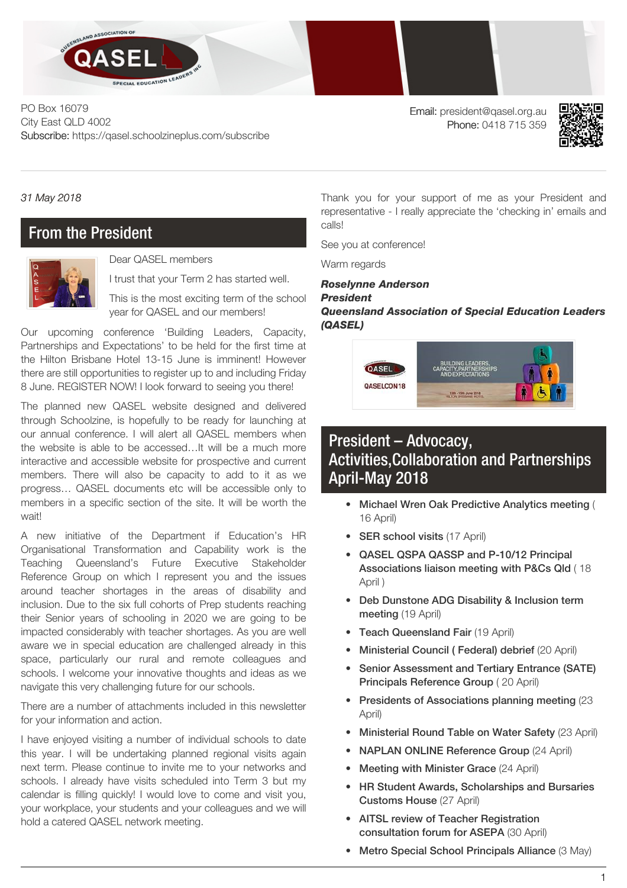PO Box 16079
City East QLD 4002
Subscribe: https://qasel.schoolzineplus.com/subscribe

Email: president@qasel.org.au
Phone: 0418 715 359

*31 May 2018*

## From the President

Dear QASEL members

I trust that your Term 2 has started well.

This is the most exciting term of the school year for QASEL and our members!

Our upcoming conference 'Building Leaders, Capacity, Partnerships and Expectations' to be held for the first time at the Hilton Brisbane Hotel 13-15 June is imminent! However there are still opportunities to register up to and including Friday 8 June. REGISTER NOW! I look forward to seeing you there!

The planned new QASEL website designed and delivered through Schoolzine, is hopefully to be ready for launching at our annual conference. I will alert all QASEL members when the website is able to be accessed…It will be a much more interactive and accessible website for prospective and current members. There will also be capacity to add to it as we progress… QASEL documents etc will be accessible only to members in a specific section of the site. It will be worth the wait!

A new initiative of the Department if Education's HR Organisational Transformation and Capability work is the Teaching Queensland's Future Executive Stakeholder Reference Group on which I represent you and the issues around teacher shortages in the areas of disability and inclusion. Due to the six full cohorts of Prep students reaching their Senior years of schooling in 2020 we are going to be impacted considerably with teacher shortages. As you are well aware we in special education are challenged already in this space, particularly our rural and remote colleagues and schools. I welcome your innovative thoughts and ideas as we navigate this very challenging future for our schools.

There are a number of attachments included in this newsletter for your information and action.

I have enjoyed visiting a number of individual schools to date this year. I will be undertaking planned regional visits again next term. Please continue to invite me to your networks and schools. I already have visits scheduled into Term 3 but my calendar is filling quickly! I would love to come and visit you, your workplace, your students and your colleagues and we will hold a catered QASEL network meeting.

Thank you for your support of me as your President and representative - I really appreciate the 'checking in' emails and calls!

See you at conference!

Warm regards

***Roselynne Anderson***
***President***
***Queensland Association of Special Education Leaders (QASEL)***

## President – Advocacy, Activities,Collaboration and Partnerships April-May 2018

- **Michael Wren Oak Predictive Analytics meeting** ( 16 April)
- **SER school visits** (17 April)
- **QASEL QSPA QASSP and P-10/12 Principal Associations liaison meeting with P&Cs Qld** ( 18 April )
- **Deb Dunstone ADG Disability & Inclusion term meeting** (19 April)
- **Teach Queensland Fair** (19 April)
- **Ministerial Council ( Federal) debrief** (20 April)
- **Senior Assessment and Tertiary Entrance (SATE) Principals Reference Group** ( 20 April)
- **Presidents of Associations planning meeting** (23 April)
- **Ministerial Round Table on Water Safety** (23 April)
- **NAPLAN ONLINE Reference Group** (24 April)
- **Meeting with Minister Grace** (24 April)
- **HR Student Awards, Scholarships and Bursaries Customs House** (27 April)
- **AITSL review of Teacher Registration consultation forum for ASEPA** (30 April)
- **Metro Special School Principals Alliance** (3 May)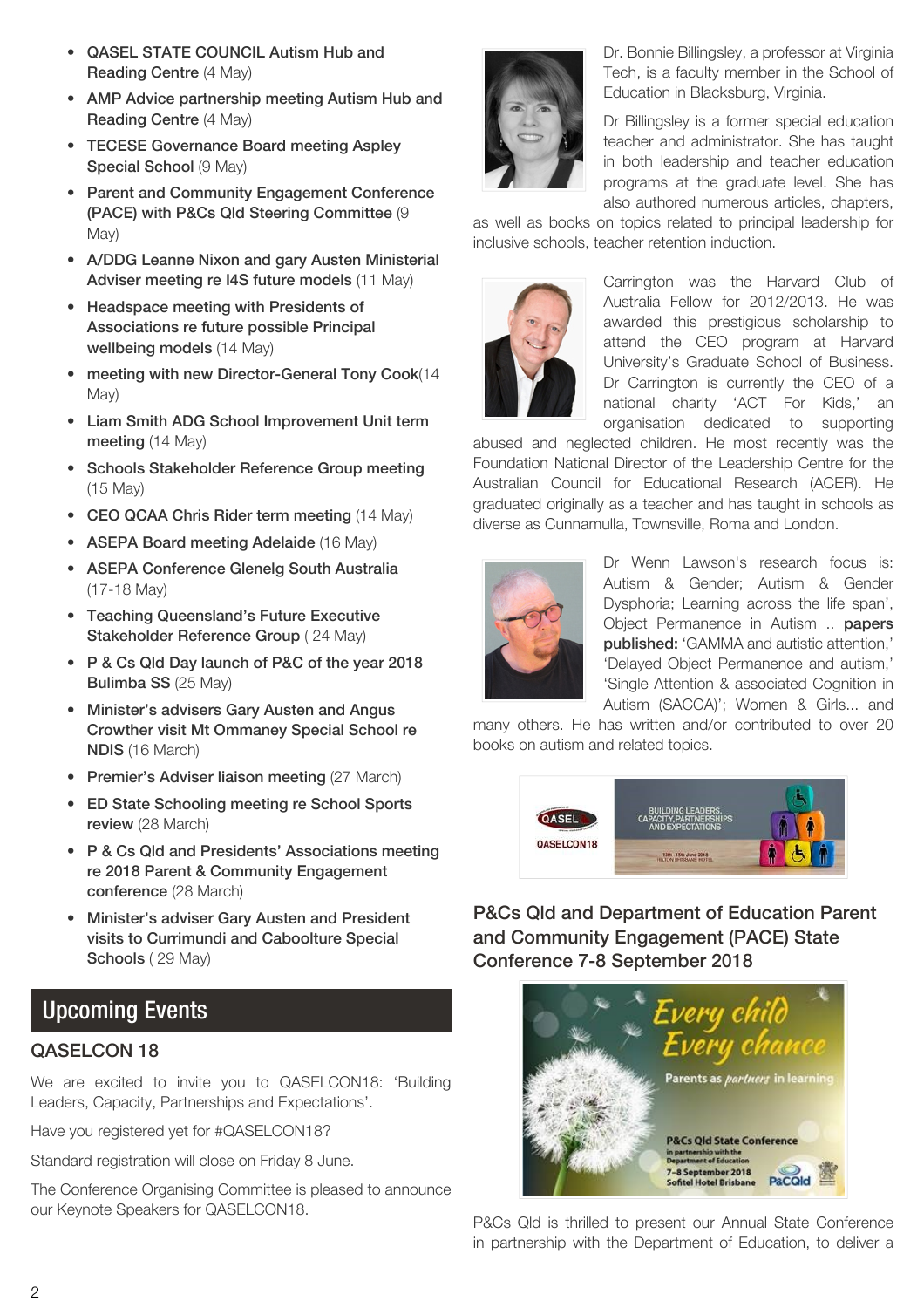- **QASEL STATE COUNCIL Autism Hub and Reading Centre** (4 May)
- **AMP Advice partnership meeting Autism Hub and Reading Centre** (4 May)
- **TECESE Governance Board meeting Aspley Special School** (9 May)
- **Parent and Community Engagement Conference (PACE) with P&Cs Qld Steering Committee** (9 May)
- **A/DDG Leanne Nixon and gary Austen Ministerial Adviser meeting re I4S future models** (11 May)
- **Headspace meeting with Presidents of Associations re future possible Principal wellbeing models** (14 May)
- **meeting with new Director-General Tony Cook**(14 May)
- **Liam Smith ADG School Improvement Unit term meeting** (14 May)
- **Schools Stakeholder Reference Group meeting** (15 May)
- **CEO QCAA Chris Rider term meeting** (14 May)
- **ASEPA Board meeting Adelaide** (16 May)
- **ASEPA Conference Glenelg South Australia** (17-18 May)
- **Teaching Queensland's Future Executive Stakeholder Reference Group** ( 24 May)
- **P & Cs Qld Day launch of P&C of the year 2018 Bulimba SS** (25 May)
- **Minister's advisers Gary Austen and Angus Crowther visit Mt Ommaney Special School re NDIS** (16 March)
- **Premier's Adviser liaison meeting** (27 March)
- **ED State Schooling meeting re School Sports review** (28 March)
- **P & Cs Qld and Presidents' Associations meeting re 2018 Parent & Community Engagement conference** (28 March)
- **Minister's adviser Gary Austen and President visits to Currimundi and Caboolture Special Schools** ( 29 May)

## Upcoming Events

### QASELCON 18

We are excited to invite you to QASELCON18: 'Building Leaders, Capacity, Partnerships and Expectations'.

Have you registered yet for #QASELCON18?

Standard registration will close on Friday 8 June.

The Conference Organising Committee is pleased to announce our Keynote Speakers for QASELCON18.

Dr. Bonnie Billingsley, a professor at Virginia Tech, is a faculty member in the School of Education in Blacksburg, Virginia.

Dr Billingsley is a former special education teacher and administrator. She has taught in both leadership and teacher education programs at the graduate level. She has also authored numerous articles, chapters, as well as books on topics related to principal leadership for inclusive schools, teacher retention induction.

Carrington was the Harvard Club of Australia Fellow for 2012/2013. He was awarded this prestigious scholarship to attend the CEO program at Harvard University's Graduate School of Business. Dr Carrington is currently the CEO of a national charity 'ACT For Kids,' an organisation dedicated to supporting abused and neglected children. He most recently was the Foundation National Director of the Leadership Centre for the Australian Council for Educational Research (ACER). He graduated originally as a teacher and has taught in schools as diverse as Cunnamulla, Townsville, Roma and London.

Dr Wenn Lawson's research focus is: Autism & Gender; Autism & Gender Dysphoria; Learning across the life span', Object Permanence in Autism .. **papers published:** 'GAMMA and autistic attention,' 'Delayed Object Permanence and autism,' 'Single Attention & associated Cognition in Autism (SACCA)'; Women & Girls... and many others. He has written and/or contributed to over 20 books on autism and related topics.

### P&Cs Qld and Department of Education Parent and Community Engagement (PACE) State Conference 7-8 September 2018

P&Cs Qld is thrilled to present our Annual State Conference in partnership with the Department of Education, to deliver a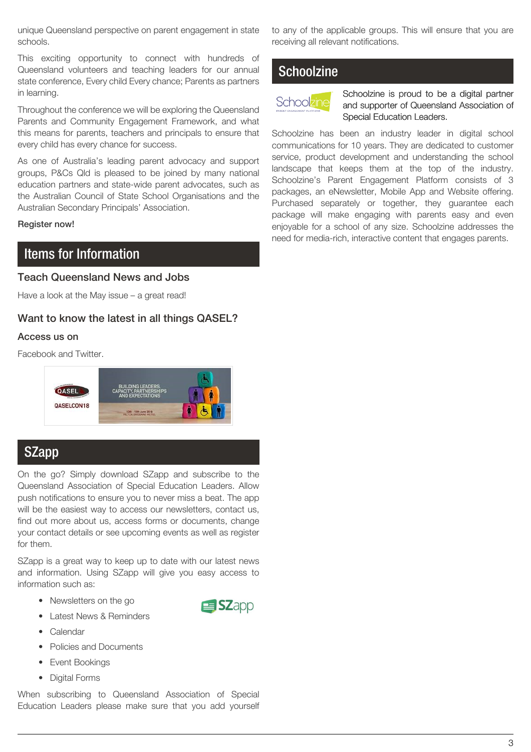unique Queensland perspective on parent engagement in state schools.

This exciting opportunity to connect with hundreds of Queensland volunteers and teaching leaders for our annual state conference, Every child Every chance; Parents as partners in learning.

Throughout the conference we will be exploring the Queensland Parents and Community Engagement Framework, and what this means for parents, teachers and principals to ensure that every child has every chance for success.

As one of Australia's leading parent advocacy and support groups, P&Cs Qld is pleased to be joined by many national education partners and state-wide parent advocates, such as the Australian Council of State School Organisations and the Australian Secondary Principals' Association.

Register now!

## Items for Information

### Teach Queensland News and Jobs

Have a look at the May issue – a great read!

### Want to know the latest in all things QASEL?

### Access us on

Facebook and Twitter.

## SZapp

On the go? Simply download SZapp and subscribe to the Queensland Association of Special Education Leaders. Allow push notifications to ensure you to never miss a beat. The app will be the easiest way to access our newsletters, contact us, find out more about us, access forms or documents, change your contact details or see upcoming events as well as register for them.

SZapp is a great way to keep up to date with our latest news and information. Using SZapp will give you easy access to information such as:

- Newsletters on the go
- Latest News & Reminders
- Calendar
- Policies and Documents
- Event Bookings
- Digital Forms

When subscribing to Queensland Association of Special Education Leaders please make sure that you add yourself to any of the applicable groups. This will ensure that you are receiving all relevant notifications.

## Schoolzine

Schoolzine is proud to be a digital partner and supporter of Queensland Association of Special Education Leaders.

Schoolzine has been an industry leader in digital school communications for 10 years. They are dedicated to customer service, product development and understanding the school landscape that keeps them at the top of the industry. Schoolzine's Parent Engagement Platform consists of 3 packages, an eNewsletter, Mobile App and Website offering. Purchased separately or together, they guarantee each package will make engaging with parents easy and even enjoyable for a school of any size. Schoolzine addresses the need for media-rich, interactive content that engages parents.